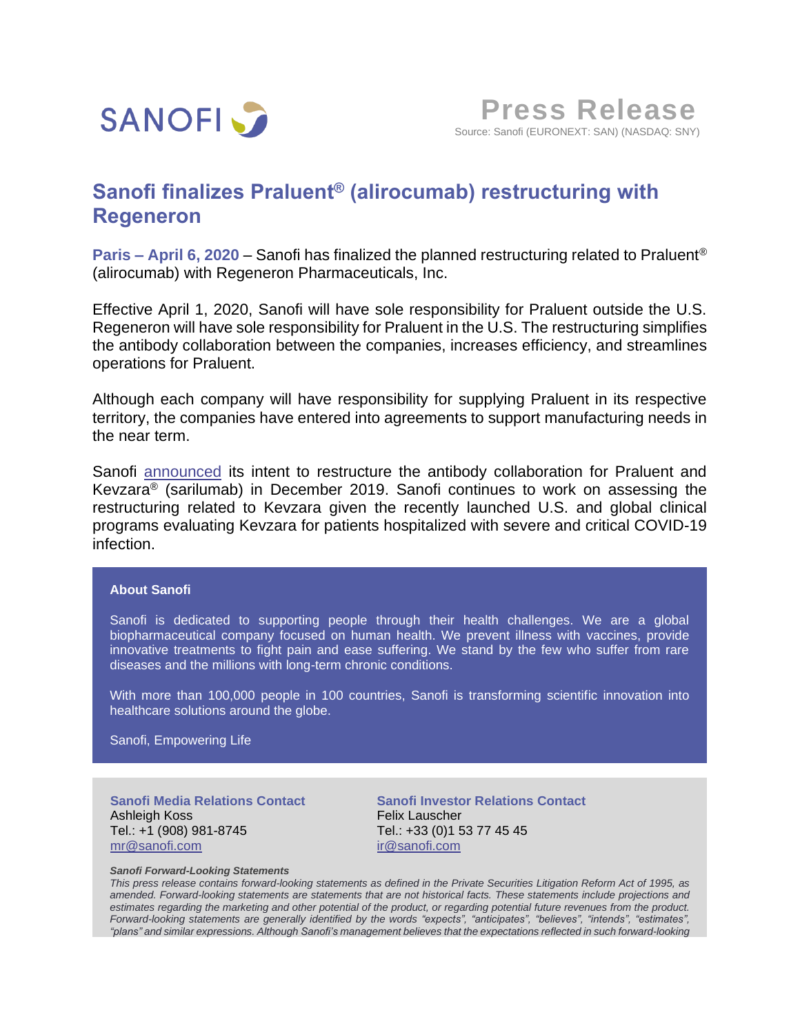SANOFI

# Press Release

Source: Sanofi (EURONEXT: SAN) (NASDAQ: SNY)

## Sanofi finalizes Praluent® (alirocumab) restructuring with Regeneron

**Paris – April 6, 2020** – Sanofi has finalized the planned restructuring related to Praluent® (alirocumab) with Regeneron Pharmaceuticals, Inc.

Effective April 1, 2020, Sanofi will have sole responsibility for Praluent outside the U.S. Regeneron will have sole responsibility for Praluent in the U.S. The restructuring simplifies the antibody collaboration between the companies, increases efficiency, and streamlines operations for Praluent.

Although each company will have responsibility for supplying Praluent in its respective territory, the companies have entered into agreements to support manufacturing needs in the near term.

Sanofi announced its intent to restructure the antibody collaboration for Praluent and Kevzara® (sarilumab) in December 2019. Sanofi continues to work on assessing the restructuring related to Kevzara given the recently launched U.S. and global clinical programs evaluating Kevzara for patients hospitalized with severe and critical COVID-19 infection.

**About Sanofi**

Sanofi is dedicated to supporting people through their health challenges. We are a global biopharmaceutical company focused on human health. We prevent illness with vaccines, provide innovative treatments to fight pain and ease suffering. We stand by the few who suffer from rare diseases and the millions with long-term chronic conditions.

With more than 100,000 people in 100 countries, Sanofi is transforming scientific innovation into healthcare solutions around the globe.

Sanofi, Empowering Life

**Sanofi Media Relations Contact**
Ashleigh Koss
Tel.: +1 (908) 981-8745
mr@sanofi.com

**Sanofi Investor Relations Contact**
Felix Lauscher
Tel.: +33 (0)1 53 77 45 45
ir@sanofi.com

***Sanofi Forward-Looking Statements***

*This press release contains forward-looking statements as defined in the Private Securities Litigation Reform Act of 1995, as amended. Forward-looking statements are statements that are not historical facts. These statements include projections and estimates regarding the marketing and other potential of the product, or regarding potential future revenues from the product. Forward-looking statements are generally identified by the words "expects", "anticipates", "believes", "intends", "estimates", "plans" and similar expressions. Although Sanofi's management believes that the expectations reflected in such forward-looking*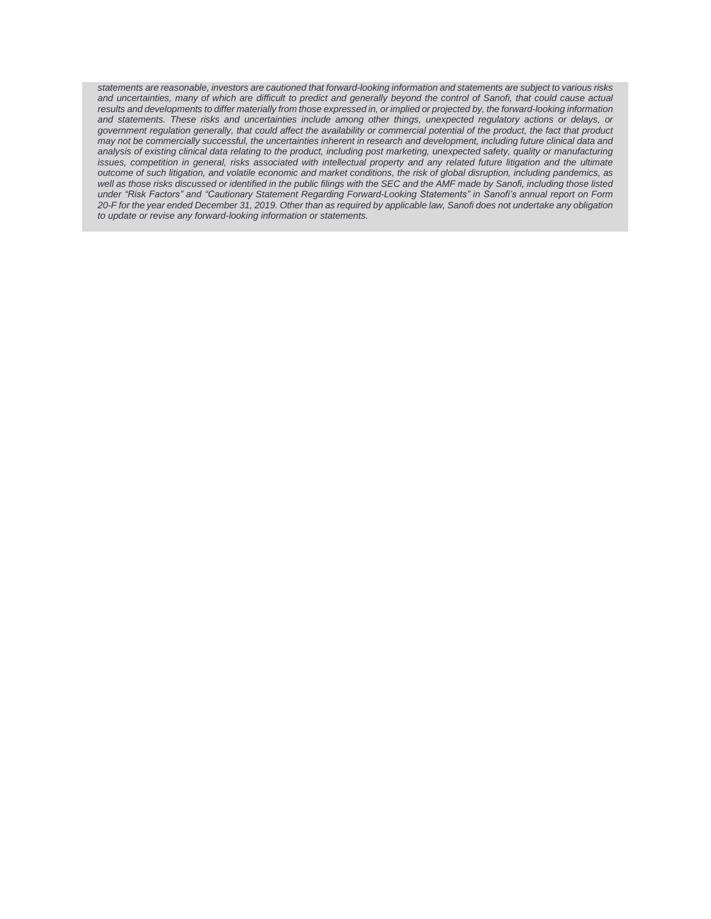*statements are reasonable, investors are cautioned that forward-looking information and statements are subject to various risks and uncertainties, many of which are difficult to predict and generally beyond the control of Sanofi, that could cause actual results and developments to differ materially from those expressed in, or implied or projected by, the forward-looking information and statements. These risks and uncertainties include among other things, unexpected regulatory actions or delays, or government regulation generally, that could affect the availability or commercial potential of the product, the fact that product may not be commercially successful, the uncertainties inherent in research and development, including future clinical data and analysis of existing clinical data relating to the product, including post marketing, unexpected safety, quality or manufacturing issues, competition in general, risks associated with intellectual property and any related future litigation and the ultimate outcome of such litigation, and volatile economic and market conditions, the risk of global disruption, including pandemics, as well as those risks discussed or identified in the public filings with the SEC and the AMF made by Sanofi, including those listed under "Risk Factors" and "Cautionary Statement Regarding Forward-Looking Statements" in Sanofi's annual report on Form 20-F for the year ended December 31, 2019. Other than as required by applicable law, Sanofi does not undertake any obligation to update or revise any forward-looking information or statements.*